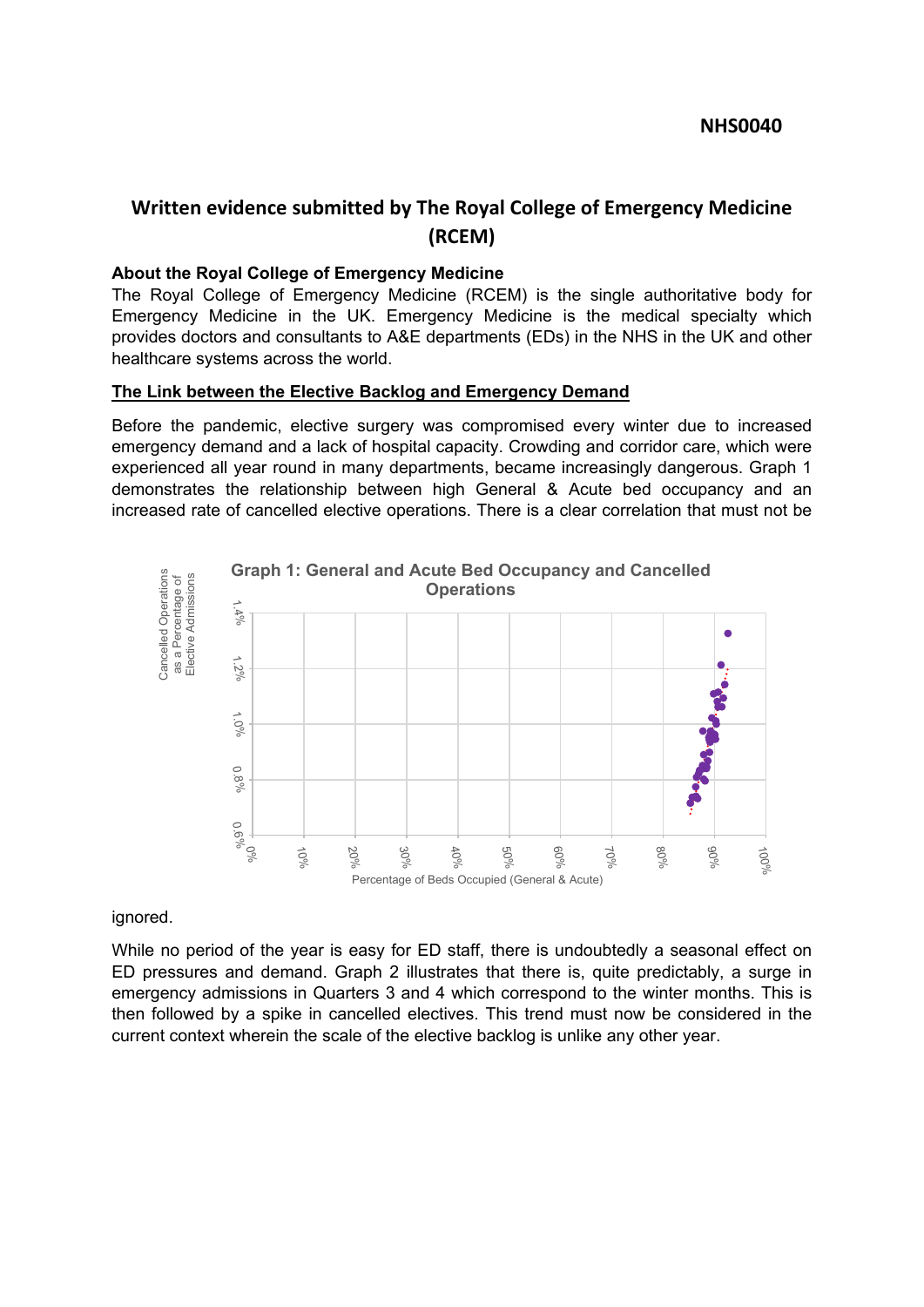**NHS0040**

# Written evidence submitted by The Royal College of Emergency Medicine (RCEM)

**About the Royal College of Emergency Medicine**

The Royal College of Emergency Medicine (RCEM) is the single authoritative body for Emergency Medicine in the UK. Emergency Medicine is the medical specialty which provides doctors and consultants to A&E departments (EDs) in the NHS in the UK and other healthcare systems across the world.

**The Link between the Elective Backlog and Emergency Demand**

Before the pandemic, elective surgery was compromised every winter due to increased emergency demand and a lack of hospital capacity. Crowding and corridor care, which were experienced all year round in many departments, became increasingly dangerous. Graph 1 demonstrates the relationship between high General & Acute bed occupancy and an increased rate of cancelled elective operations. There is a clear correlation that must not be ignored.

**Graph 1: General and Acute Bed Occupancy and Cancelled Operations**

Y-axis: Cancelled Operations as a Percentage of Elective Admissions (0.6% – 1.4%)

X-axis: Percentage of Beds Occupied (General & Acute) (0% – 100%)

While no period of the year is easy for ED staff, there is undoubtedly a seasonal effect on ED pressures and demand. Graph 2 illustrates that there is, quite predictably, a surge in emergency admissions in Quarters 3 and 4 which correspond to the winter months. This is then followed by a spike in cancelled electives. This trend must now be considered in the current context wherein the scale of the elective backlog is unlike any other year.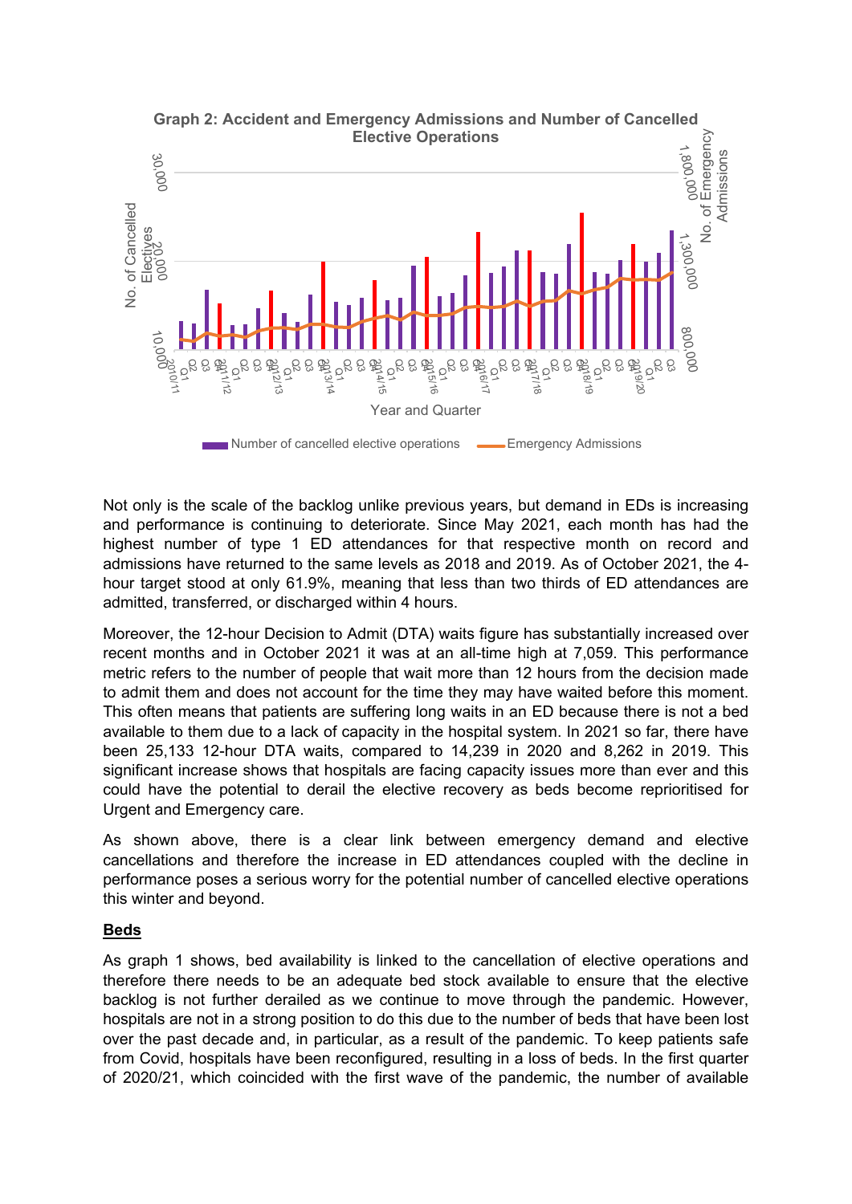**Graph 2: Accident and Emergency Admissions and Number of Cancelled Elective Operations**

Not only is the scale of the backlog unlike previous years, but demand in EDs is increasing and performance is continuing to deteriorate. Since May 2021, each month has had the highest number of type 1 ED attendances for that respective month on record and admissions have returned to the same levels as 2018 and 2019. As of October 2021, the 4-hour target stood at only 61.9%, meaning that less than two thirds of ED attendances are admitted, transferred, or discharged within 4 hours.

Moreover, the 12-hour Decision to Admit (DTA) waits figure has substantially increased over recent months and in October 2021 it was at an all-time high at 7,059. This performance metric refers to the number of people that wait more than 12 hours from the decision made to admit them and does not account for the time they may have waited before this moment. This often means that patients are suffering long waits in an ED because there is not a bed available to them due to a lack of capacity in the hospital system. In 2021 so far, there have been 25,133 12-hour DTA waits, compared to 14,239 in 2020 and 8,262 in 2019. This significant increase shows that hospitals are facing capacity issues more than ever and this could have the potential to derail the elective recovery as beds become reprioritised for Urgent and Emergency care.

As shown above, there is a clear link between emergency demand and elective cancellations and therefore the increase in ED attendances coupled with the decline in performance poses a serious worry for the potential number of cancelled elective operations this winter and beyond.

**Beds**

As graph 1 shows, bed availability is linked to the cancellation of elective operations and therefore there needs to be an adequate bed stock available to ensure that the elective backlog is not further derailed as we continue to move through the pandemic. However, hospitals are not in a strong position to do this due to the number of beds that have been lost over the past decade and, in particular, as a result of the pandemic. To keep patients safe from Covid, hospitals have been reconfigured, resulting in a loss of beds. In the first quarter of 2020/21, which coincided with the first wave of the pandemic, the number of available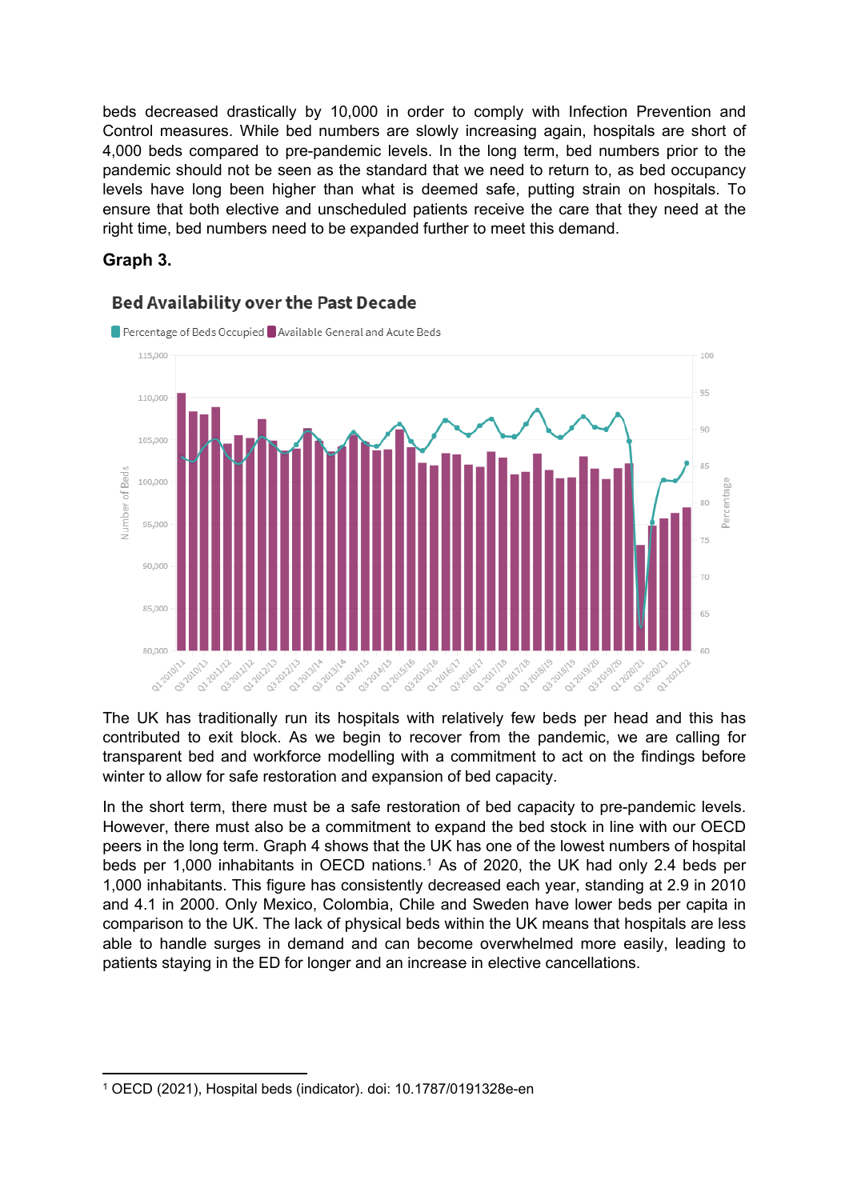beds decreased drastically by 10,000 in order to comply with Infection Prevention and Control measures. While bed numbers are slowly increasing again, hospitals are short of 4,000 beds compared to pre-pandemic levels. In the long term, bed numbers prior to the pandemic should not be seen as the standard that we need to return to, as bed occupancy levels have long been higher than what is deemed safe, putting strain on hospitals. To ensure that both elective and unscheduled patients receive the care that they need at the right time, bed numbers need to be expanded further to meet this demand.

**Graph 3.**

**Bed Availability over the Past Decade**

The UK has traditionally run its hospitals with relatively few beds per head and this has contributed to exit block. As we begin to recover from the pandemic, we are calling for transparent bed and workforce modelling with a commitment to act on the findings before winter to allow for safe restoration and expansion of bed capacity.

In the short term, there must be a safe restoration of bed capacity to pre-pandemic levels. However, there must also be a commitment to expand the bed stock in line with our OECD peers in the long term. Graph 4 shows that the UK has one of the lowest numbers of hospital beds per 1,000 inhabitants in OECD nations.[1] As of 2020, the UK had only 2.4 beds per 1,000 inhabitants. This figure has consistently decreased each year, standing at 2.9 in 2010 and 4.1 in 2000. Only Mexico, Colombia, Chile and Sweden have lower beds per capita in comparison to the UK. The lack of physical beds within the UK means that hospitals are less able to handle surges in demand and can become overwhelmed more easily, leading to patients staying in the ED for longer and an increase in elective cancellations.

[1] OECD (2021), Hospital beds (indicator). doi: 10.1787/0191328e-en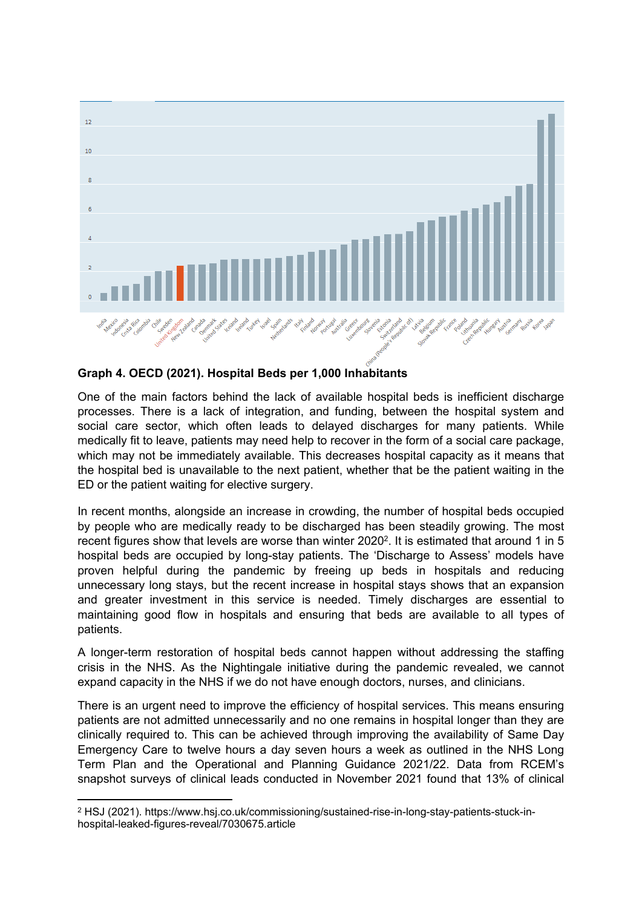**Graph 4. OECD (2021). Hospital Beds per 1,000 Inhabitants**

One of the main factors behind the lack of available hospital beds is inefficient discharge processes. There is a lack of integration, and funding, between the hospital system and social care sector, which often leads to delayed discharges for many patients. While medically fit to leave, patients may need help to recover in the form of a social care package, which may not be immediately available. This decreases hospital capacity as it means that the hospital bed is unavailable to the next patient, whether that be the patient waiting in the ED or the patient waiting for elective surgery.

In recent months, alongside an increase in crowding, the number of hospital beds occupied by people who are medically ready to be discharged has been steadily growing. The most recent figures show that levels are worse than winter 2020[2]. It is estimated that around 1 in 5 hospital beds are occupied by long-stay patients. The 'Discharge to Assess' models have proven helpful during the pandemic by freeing up beds in hospitals and reducing unnecessary long stays, but the recent increase in hospital stays shows that an expansion and greater investment in this service is needed. Timely discharges are essential to maintaining good flow in hospitals and ensuring that beds are available to all types of patients.

A longer-term restoration of hospital beds cannot happen without addressing the staffing crisis in the NHS. As the Nightingale initiative during the pandemic revealed, we cannot expand capacity in the NHS if we do not have enough doctors, nurses, and clinicians.

There is an urgent need to improve the efficiency of hospital services. This means ensuring patients are not admitted unnecessarily and no one remains in hospital longer than they are clinically required to. This can be achieved through improving the availability of Same Day Emergency Care to twelve hours a day seven hours a week as outlined in the NHS Long Term Plan and the Operational and Planning Guidance 2021/22. Data from RCEM's snapshot surveys of clinical leads conducted in November 2021 found that 13% of clinical

[2] HSJ (2021). https://www.hsj.co.uk/commissioning/sustained-rise-in-long-stay-patients-stuck-in-hospital-leaked-figures-reveal/7030675.article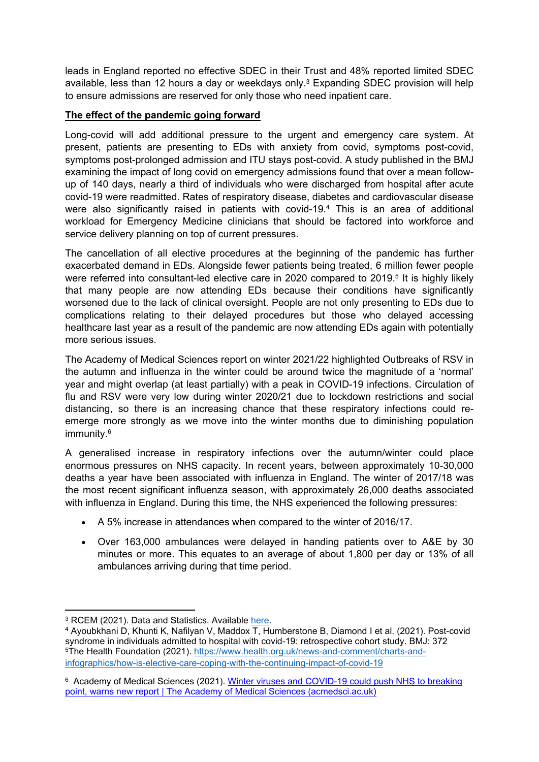leads in England reported no effective SDEC in their Trust and 48% reported limited SDEC available, less than 12 hours a day or weekdays only.[3] Expanding SDEC provision will help to ensure admissions are reserved for only those who need inpatient care.

**The effect of the pandemic going forward**

Long-covid will add additional pressure to the urgent and emergency care system. At present, patients are presenting to EDs with anxiety from covid, symptoms post-covid, symptoms post-prolonged admission and ITU stays post-covid. A study published in the BMJ examining the impact of long covid on emergency admissions found that over a mean follow-up of 140 days, nearly a third of individuals who were discharged from hospital after acute covid-19 were readmitted. Rates of respiratory disease, diabetes and cardiovascular disease were also significantly raised in patients with covid-19.[4] This is an area of additional workload for Emergency Medicine clinicians that should be factored into workforce and service delivery planning on top of current pressures.

The cancellation of all elective procedures at the beginning of the pandemic has further exacerbated demand in EDs. Alongside fewer patients being treated, 6 million fewer people were referred into consultant-led elective care in 2020 compared to 2019.[5] It is highly likely that many people are now attending EDs because their conditions have significantly worsened due to the lack of clinical oversight. People are not only presenting to EDs due to complications relating to their delayed procedures but those who delayed accessing healthcare last year as a result of the pandemic are now attending EDs again with potentially more serious issues.

The Academy of Medical Sciences report on winter 2021/22 highlighted Outbreaks of RSV in the autumn and influenza in the winter could be around twice the magnitude of a 'normal' year and might overlap (at least partially) with a peak in COVID-19 infections. Circulation of flu and RSV were very low during winter 2020/21 due to lockdown restrictions and social distancing, so there is an increasing chance that these respiratory infections could re-emerge more strongly as we move into the winter months due to diminishing population immunity.[6]

A generalised increase in respiratory infections over the autumn/winter could place enormous pressures on NHS capacity. In recent years, between approximately 10-30,000 deaths a year have been associated with influenza in England. The winter of 2017/18 was the most recent significant influenza season, with approximately 26,000 deaths associated with influenza in England. During this time, the NHS experienced the following pressures:

- A 5% increase in attendances when compared to the winter of 2016/17.
- Over 163,000 ambulances were delayed in handing patients over to A&E by 30 minutes or more. This equates to an average of about 1,800 per day or 13% of all ambulances arriving during that time period.

---

[3] RCEM (2021). Data and Statistics. Available here.

[4] Ayoubkhani D, Khunti K, Nafilyan V, Maddox T, Humberstone B, Diamond I et al. (2021). Post-covid syndrome in individuals admitted to hospital with covid-19: retrospective cohort study. BMJ: 372

[5] The Health Foundation (2021). https://www.health.org.uk/news-and-comment/charts-and-infographics/how-is-elective-care-coping-with-the-continuing-impact-of-covid-19

[6] Academy of Medical Sciences (2021). Winter viruses and COVID-19 could push NHS to breaking point, warns new report | The Academy of Medical Sciences (acmedsci.ac.uk)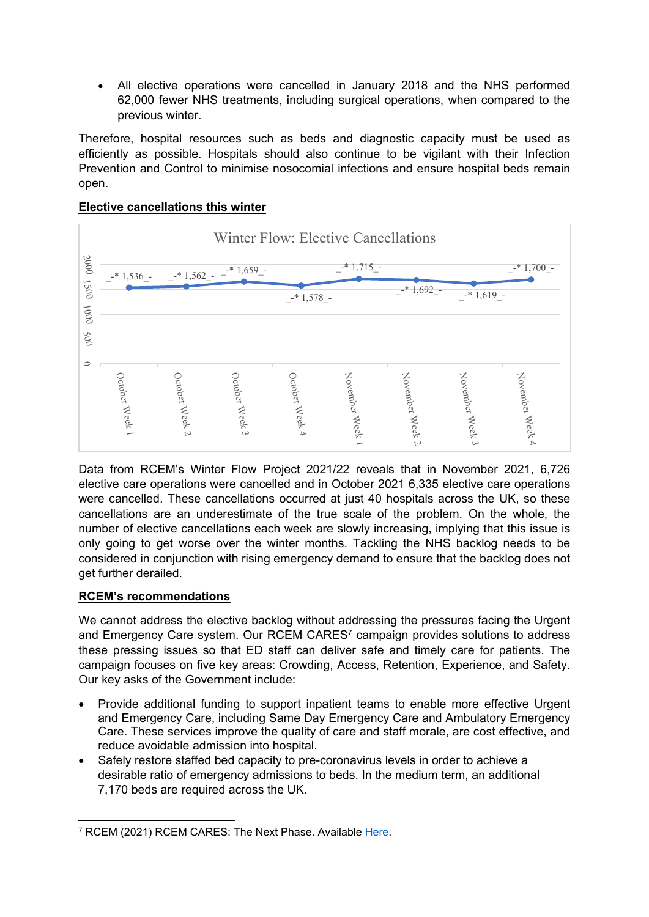- All elective operations were cancelled in January 2018 and the NHS performed 62,000 fewer NHS treatments, including surgical operations, when compared to the previous winter.

Therefore, hospital resources such as beds and diagnostic capacity must be used as efficiently as possible. Hospitals should also continue to be vigilant with their Infection Prevention and Control to minimise nosocomial infections and ensure hospital beds remain open.

**Elective cancellations this winter**

Winter Flow: Elective Cancellations

| Week | Elective Cancellations |
| --- | --- |
| October Week 1 | 1,536 |
| October Week 2 | 1,562 |
| October Week 3 | 1,659 |
| October Week 4 | 1,578 |
| November Week 1 | 1,715 |
| November Week 2 | 1,692 |
| November Week 3 | 1,619 |
| November Week 4 | 1,700 |

Data from RCEM's Winter Flow Project 2021/22 reveals that in November 2021, 6,726 elective care operations were cancelled and in October 2021 6,335 elective care operations were cancelled. These cancellations occurred at just 40 hospitals across the UK, so these cancellations are an underestimate of the true scale of the problem. On the whole, the number of elective cancellations each week are slowly increasing, implying that this issue is only going to get worse over the winter months. Tackling the NHS backlog needs to be considered in conjunction with rising emergency demand to ensure that the backlog does not get further derailed.

**RCEM's recommendations**

We cannot address the elective backlog without addressing the pressures facing the Urgent and Emergency Care system. Our RCEM CARES[7] campaign provides solutions to address these pressing issues so that ED staff can deliver safe and timely care for patients. The campaign focuses on five key areas: Crowding, Access, Retention, Experience, and Safety. Our key asks of the Government include:

- Provide additional funding to support inpatient teams to enable more effective Urgent and Emergency Care, including Same Day Emergency Care and Ambulatory Emergency Care. These services improve the quality of care and staff morale, are cost effective, and reduce avoidable admission into hospital.
- Safely restore staffed bed capacity to pre-coronavirus levels in order to achieve a desirable ratio of emergency admissions to beds. In the medium term, an additional 7,170 beds are required across the UK.

---

[7] RCEM (2021) RCEM CARES: The Next Phase. Available Here.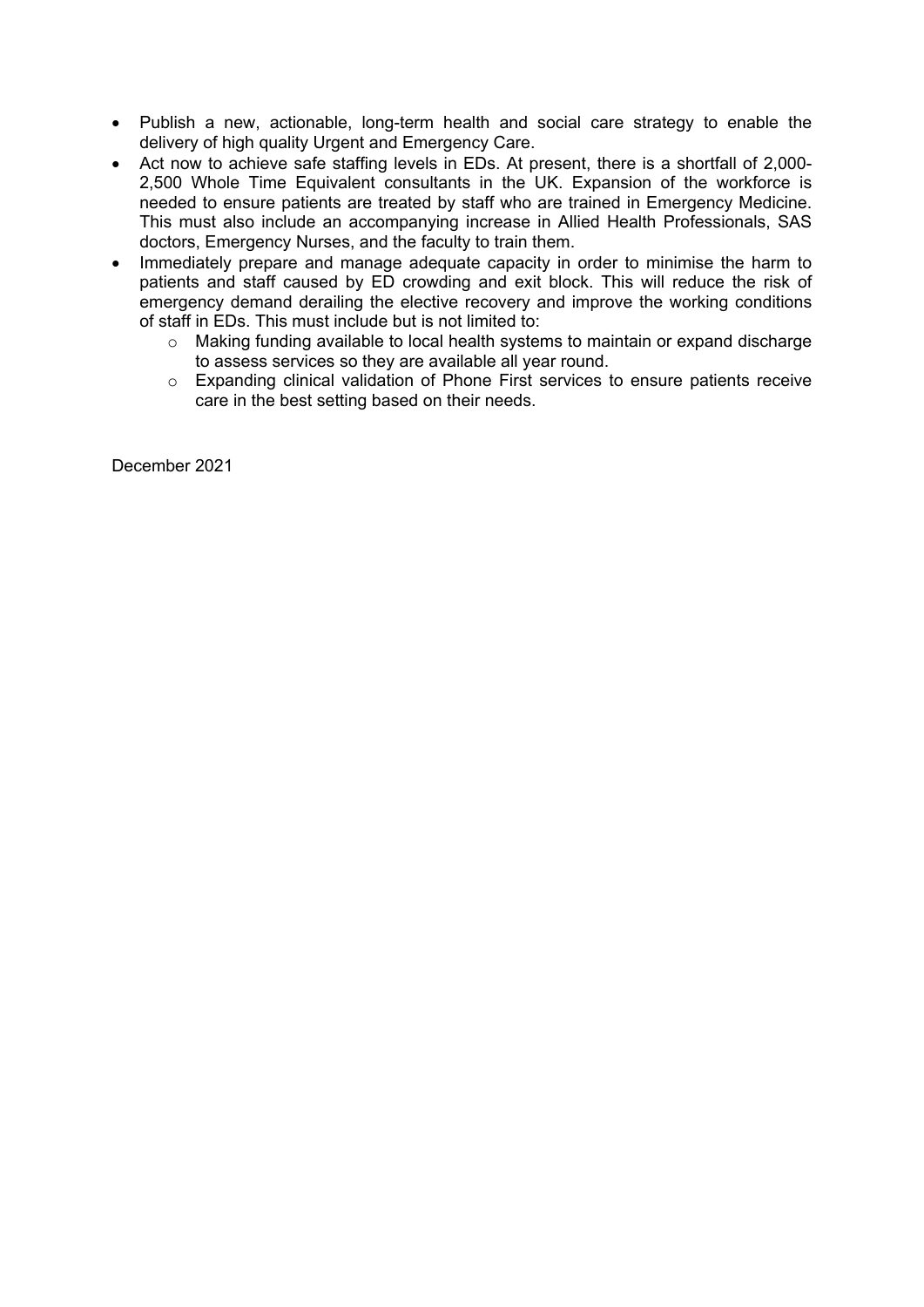- Publish a new, actionable, long-term health and social care strategy to enable the delivery of high quality Urgent and Emergency Care.
- Act now to achieve safe staffing levels in EDs. At present, there is a shortfall of 2,000-2,500 Whole Time Equivalent consultants in the UK. Expansion of the workforce is needed to ensure patients are treated by staff who are trained in Emergency Medicine. This must also include an accompanying increase in Allied Health Professionals, SAS doctors, Emergency Nurses, and the faculty to train them.
- Immediately prepare and manage adequate capacity in order to minimise the harm to patients and staff caused by ED crowding and exit block. This will reduce the risk of emergency demand derailing the elective recovery and improve the working conditions of staff in EDs. This must include but is not limited to:
  - Making funding available to local health systems to maintain or expand discharge to assess services so they are available all year round.
  - Expanding clinical validation of Phone First services to ensure patients receive care in the best setting based on their needs.

December 2021